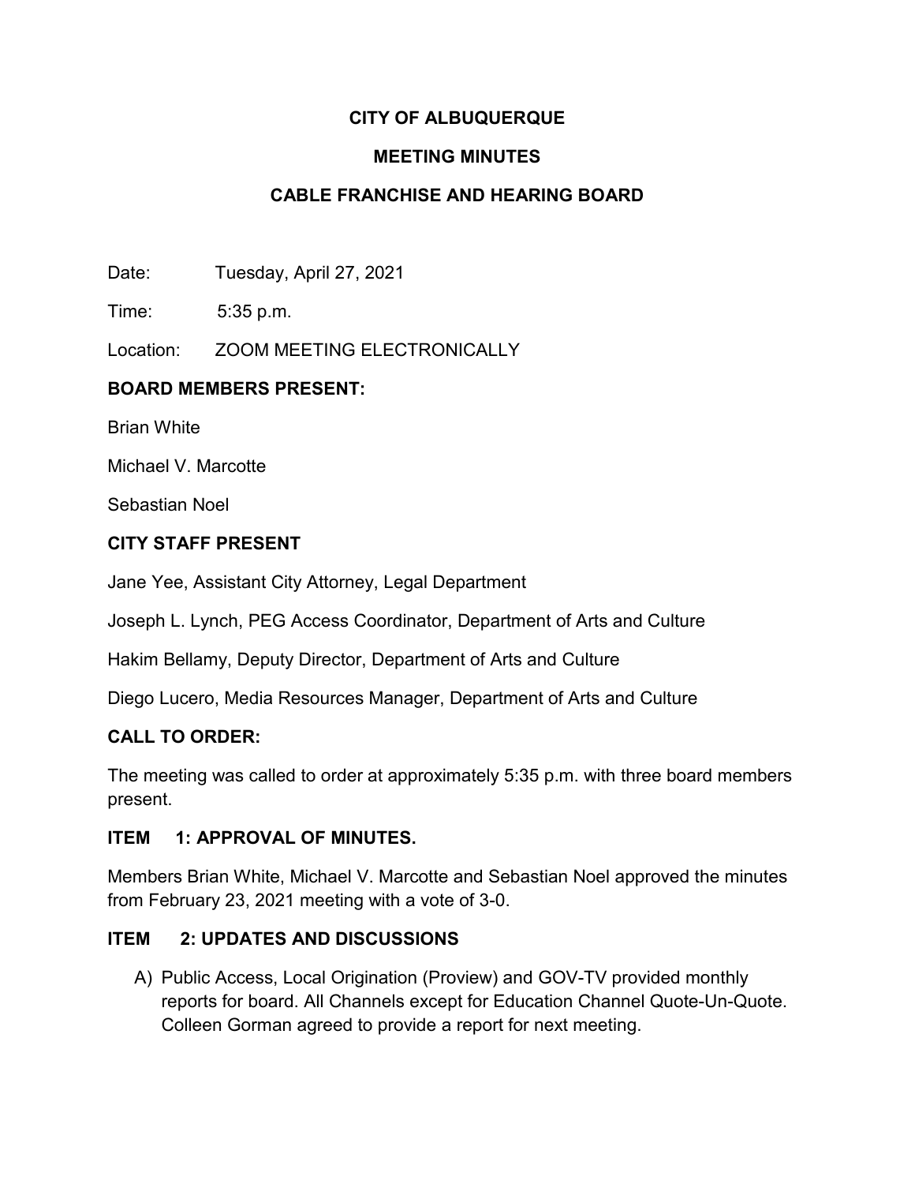# CITY OF ALBUQUERQUE

## MEETING MINUTES

## CABLE FRANCHISE AND HEARING BOARD

Date: Tuesday, April 27, 2021

Time: 5:35 p.m.

Location: ZOOM MEETING ELECTRONICALLY

**BOARD MEMBERS PRESENT:**

Brian White

Michael V. Marcotte

Sebastian Noel

**CITY STAFF PRESENT**

Jane Yee, Assistant City Attorney, Legal Department

Joseph L. Lynch, PEG Access Coordinator, Department of Arts and Culture

Hakim Bellamy, Deputy Director, Department of Arts and Culture

Diego Lucero, Media Resources Manager, Department of Arts and Culture

**CALL TO ORDER:**

The meeting was called to order at approximately 5:35 p.m. with three board members present.

**ITEM 1: APPROVAL OF MINUTES.**

Members Brian White, Michael V. Marcotte and Sebastian Noel approved the minutes from February 23, 2021 meeting with a vote of 3-0.

**ITEM 2: UPDATES AND DISCUSSIONS**

A) Public Access, Local Origination (Proview) and GOV-TV provided monthly reports for board. All Channels except for Education Channel Quote-Un-Quote. Colleen Gorman agreed to provide a report for next meeting.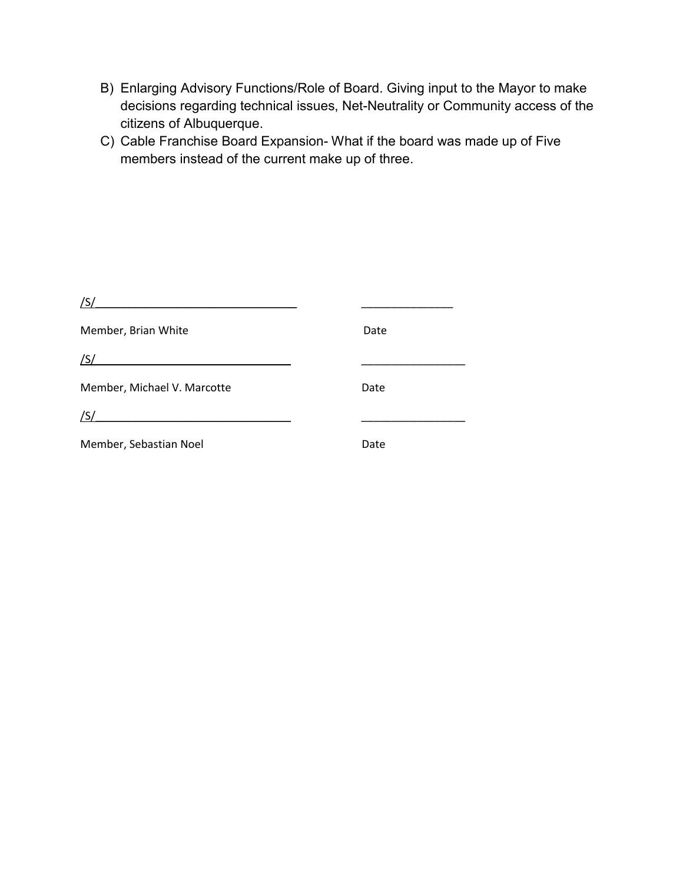B) Enlarging Advisory Functions/Role of Board. Giving input to the Mayor to make decisions regarding technical issues, Net-Neutrality or Community access of the citizens of Albuquerque.

C) Cable Franchise Board Expansion- What if the board was made up of Five members instead of the current make up of three.

/S/________________________________ _______________

Member, Brian White Date

/S/________________________________ _______________

Member, Michael V. Marcotte Date

/S/________________________________ _______________

Member, Sebastian Noel Date